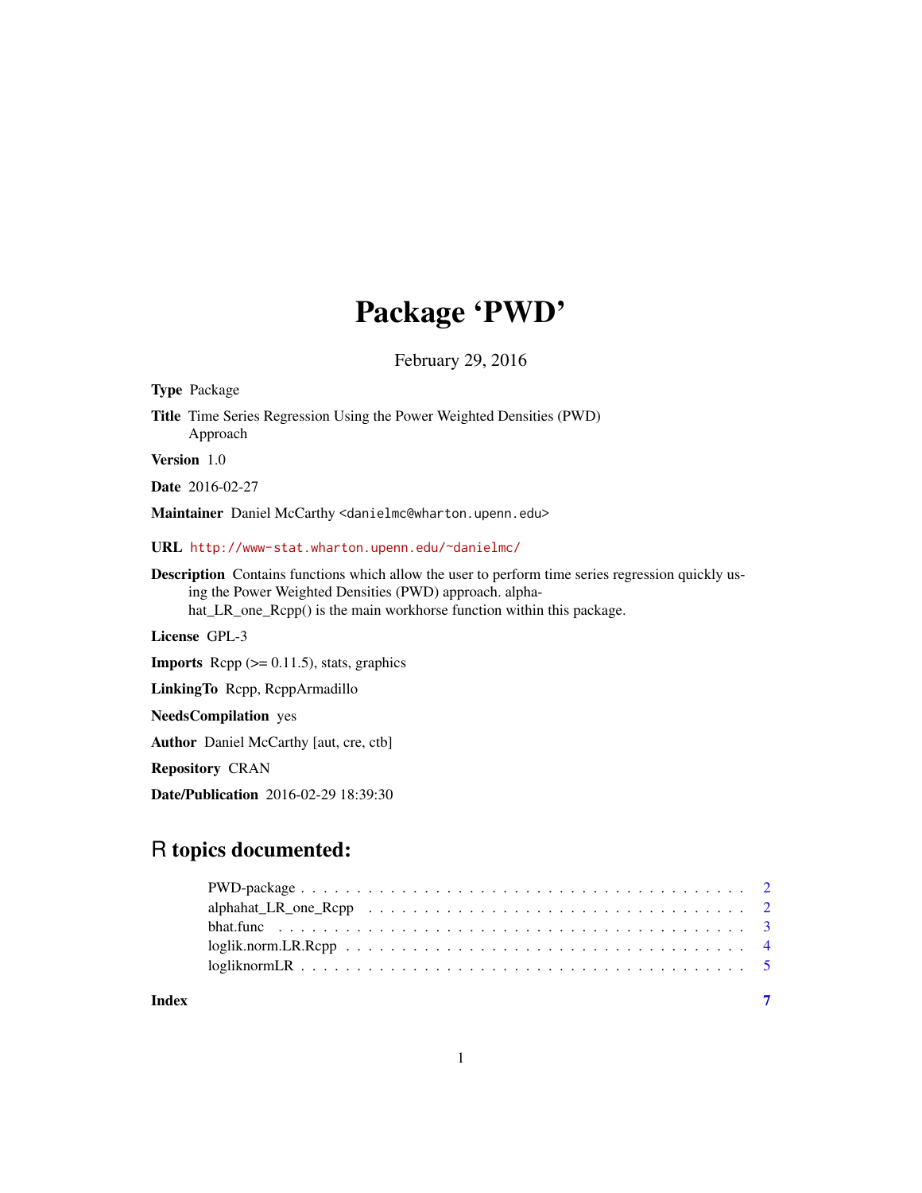# Package 'PWD'

February 29, 2016

**Type** Package

**Title** Time Series Regression Using the Power Weighted Densities (PWD) Approach

**Version** 1.0

**Date** 2016-02-27

**Maintainer** Daniel McCarthy <danielmc@wharton.upenn.edu>

**URL** http://www-stat.wharton.upenn.edu/~danielmc/

**Description** Contains functions which allow the user to perform time series regression quickly using the Power Weighted Densities (PWD) approach. alphahat_LR_one_Rcpp() is the main workhorse function within this package.

**License** GPL-3

**Imports** Rcpp (>= 0.11.5), stats, graphics

**LinkingTo** Rcpp, RcppArmadillo

**NeedsCompilation** yes

**Author** Daniel McCarthy [aut, cre, ctb]

**Repository** CRAN

**Date/Publication** 2016-02-29 18:39:30

## R topics documented:

| | |
|---|---|
| PWD-package | 2 |
| alphahat_LR_one_Rcpp | 2 |
| bhat.func | 3 |
| loglik.norm.LR.Rcpp | 4 |
| logliknormLR | 5 |
| **Index** | **7** |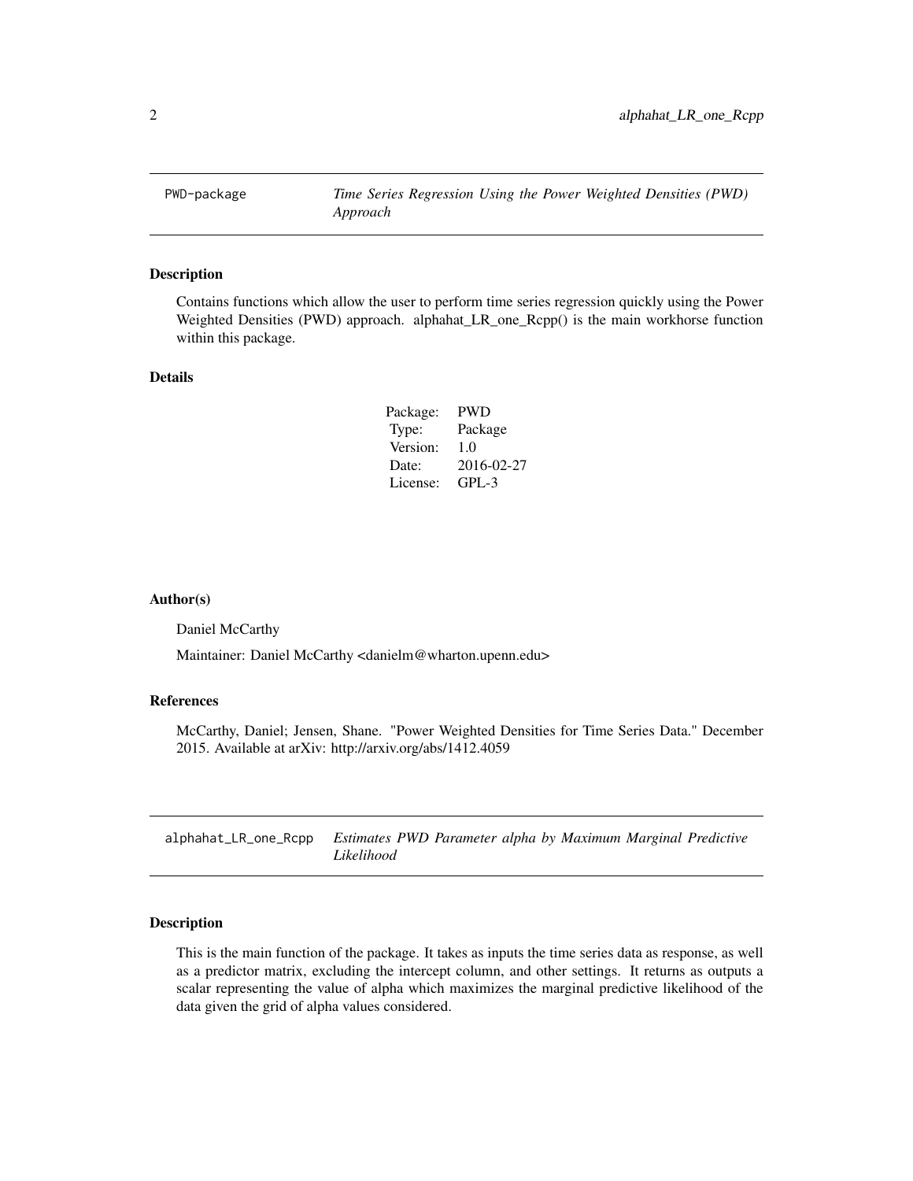## PWD-package *Time Series Regression Using the Power Weighted Densities (PWD) Approach*

### Description

Contains functions which allow the user to perform time series regression quickly using the Power Weighted Densities (PWD) approach. alphahat_LR_one_Rcpp() is the main workhorse function within this package.

### Details

| | |
|---|---|
| Package: | PWD |
| Type: | Package |
| Version: | 1.0 |
| Date: | 2016-02-27 |
| License: | GPL-3 |

### Author(s)

Daniel McCarthy

Maintainer: Daniel McCarthy <danielm@wharton.upenn.edu>

### References

McCarthy, Daniel; Jensen, Shane. "Power Weighted Densities for Time Series Data." December 2015. Available at arXiv: http://arxiv.org/abs/1412.4059

## alphahat_LR_one_Rcpp *Estimates PWD Parameter alpha by Maximum Marginal Predictive Likelihood*

### Description

This is the main function of the package. It takes as inputs the time series data as response, as well as a predictor matrix, excluding the intercept column, and other settings. It returns as outputs a scalar representing the value of alpha which maximizes the marginal predictive likelihood of the data given the grid of alpha values considered.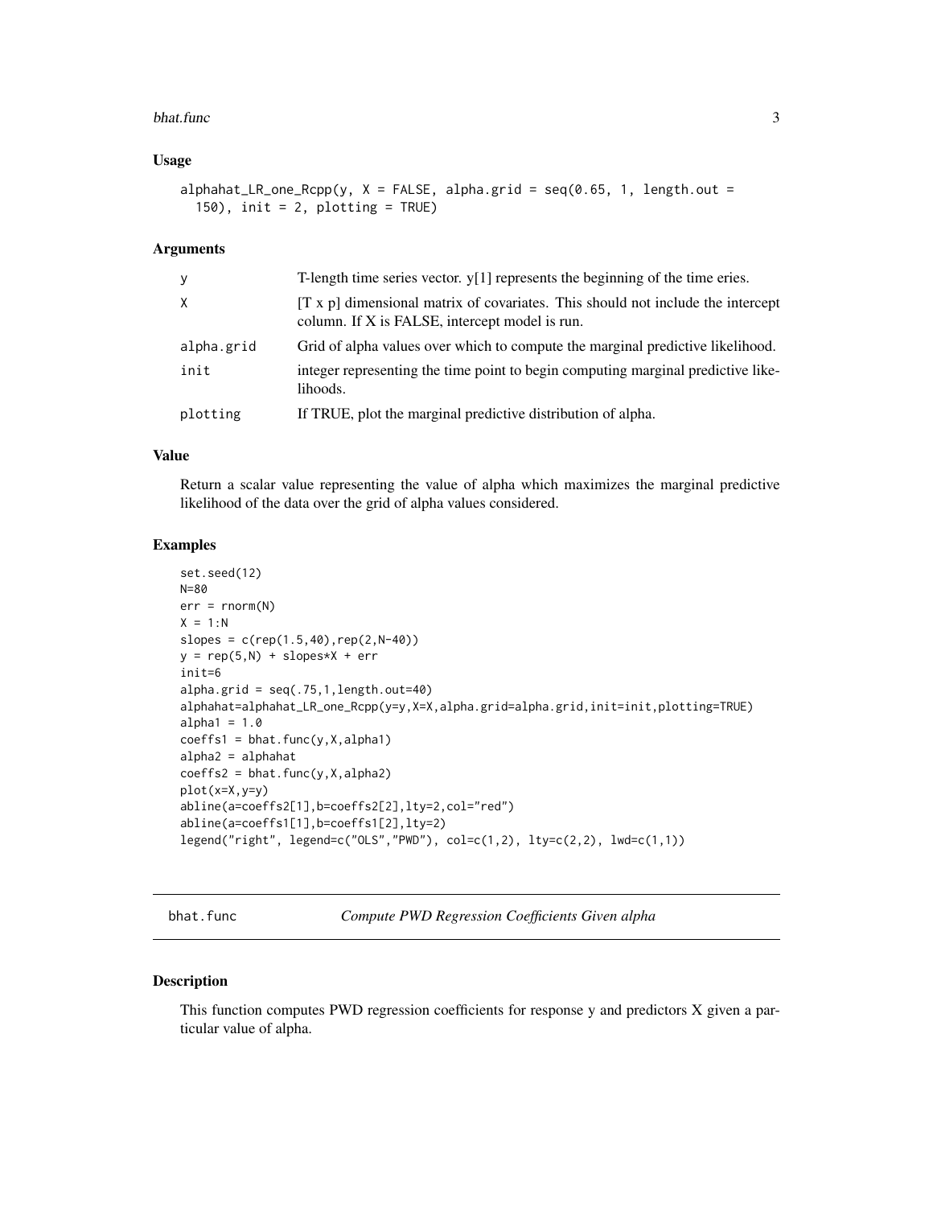## Usage

```
alphahat_LR_one_Rcpp(y, X = FALSE, alpha.grid = seq(0.65, 1, length.out =
  150), init = 2, plotting = TRUE)
```

## Arguments

| | |
|---|---|
| y | T-length time series vector. y[1] represents the beginning of the time eries. |
| X | [T x p] dimensional matrix of covariates. This should not include the intercept column. If X is FALSE, intercept model is run. |
| alpha.grid | Grid of alpha values over which to compute the marginal predictive likelihood. |
| init | integer representing the time point to begin computing marginal predictive likelihoods. |
| plotting | If TRUE, plot the marginal predictive distribution of alpha. |

## Value

Return a scalar value representing the value of alpha which maximizes the marginal predictive likelihood of the data over the grid of alpha values considered.

## Examples

```
set.seed(12)
N=80
err = rnorm(N)
X = 1:N
slopes = c(rep(1.5,40),rep(2,N-40))
y = rep(5,N) + slopes*X + err
init=6
alpha.grid = seq(.75,1,length.out=40)
alphahat=alphahat_LR_one_Rcpp(y=y,X=X,alpha.grid=alpha.grid,init=init,plotting=TRUE)
alpha1 = 1.0
coeffs1 = bhat.func(y,X,alpha1)
alpha2 = alphahat
coeffs2 = bhat.func(y,X,alpha2)
plot(x=X,y=y)
abline(a=coeffs2[1],b=coeffs2[2],lty=2,col="red")
abline(a=coeffs1[1],b=coeffs1[2],lty=2)
legend("right", legend=c("OLS","PWD"), col=c(1,2), lty=c(2,2), lwd=c(1,1))
```

---

# bhat.func — *Compute PWD Regression Coefficients Given alpha*

## Description

This function computes PWD regression coefficients for response y and predictors X given a particular value of alpha.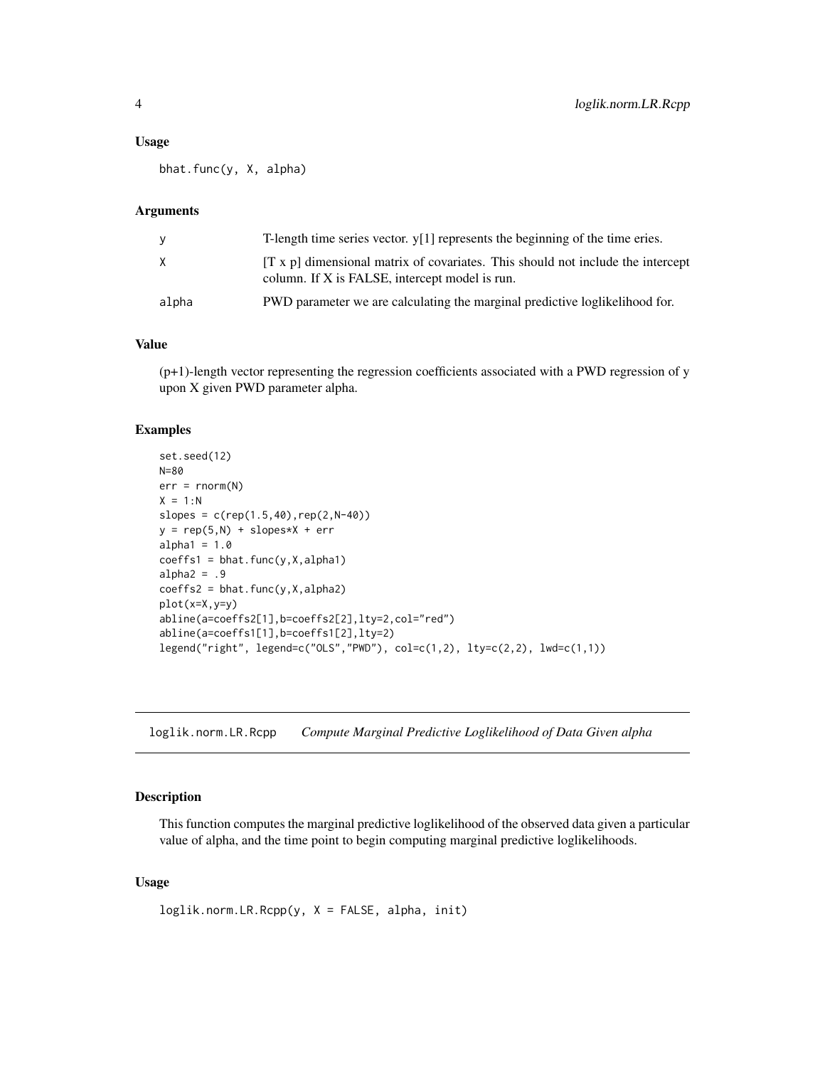### Usage

```
bhat.func(y, X, alpha)
```

### Arguments

| | |
|---|---|
| y | T-length time series vector. y[1] represents the beginning of the time eries. |
| X | [T x p] dimensional matrix of covariates. This should not include the intercept column. If X is FALSE, intercept model is run. |
| alpha | PWD parameter we are calculating the marginal predictive loglikelihood for. |

### Value

(p+1)-length vector representing the regression coefficients associated with a PWD regression of y upon X given PWD parameter alpha.

### Examples

```
set.seed(12)
N=80
err = rnorm(N)
X = 1:N
slopes = c(rep(1.5,40),rep(2,N-40))
y = rep(5,N) + slopes*X + err
alpha1 = 1.0
coeffs1 = bhat.func(y,X,alpha1)
alpha2 = .9
coeffs2 = bhat.func(y,X,alpha2)
plot(x=X,y=y)
abline(a=coeffs2[1],b=coeffs2[2],lty=2,col="red")
abline(a=coeffs1[1],b=coeffs1[2],lty=2)
legend("right", legend=c("OLS","PWD"), col=c(1,2), lty=c(2,2), lwd=c(1,1))
```

---

## loglik.norm.LR.Rcpp *Compute Marginal Predictive Loglikelihood of Data Given alpha*

### Description

This function computes the marginal predictive loglikelihood of the observed data given a particular value of alpha, and the time point to begin computing marginal predictive loglikelihoods.

### Usage

```
loglik.norm.LR.Rcpp(y, X = FALSE, alpha, init)
```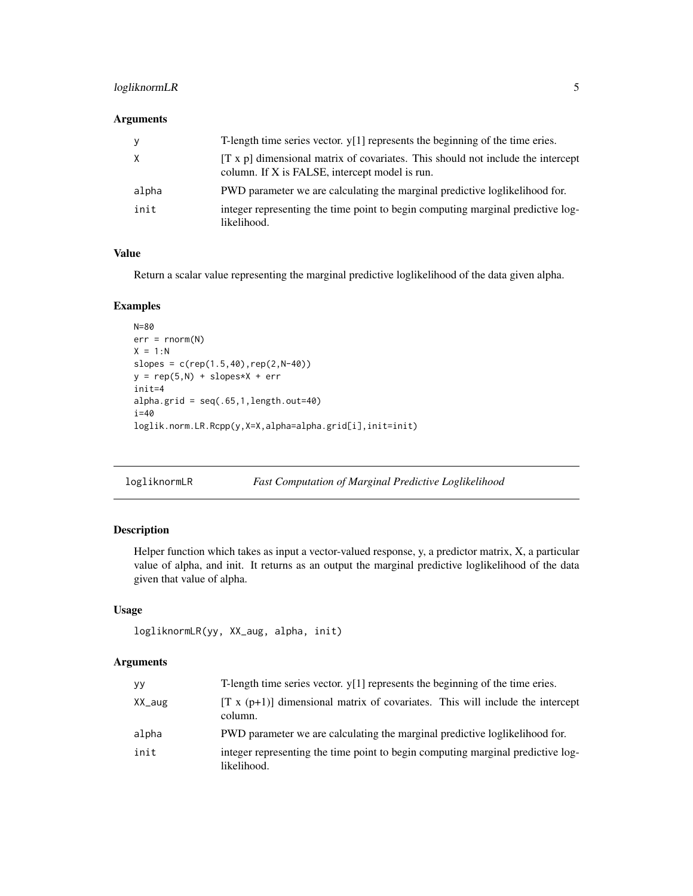## Arguments

| | |
|---|---|
| y | T-length time series vector. y[1] represents the beginning of the time eries. |
| X | [T x p] dimensional matrix of covariates. This should not include the intercept column. If X is FALSE, intercept model is run. |
| alpha | PWD parameter we are calculating the marginal predictive loglikelihood for. |
| init | integer representing the time point to begin computing marginal predictive loglikelihood. |

## Value

Return a scalar value representing the marginal predictive loglikelihood of the data given alpha.

## Examples

```
N=80
err = rnorm(N)
X = 1:N
slopes = c(rep(1.5,40),rep(2,N-40))
y = rep(5,N) + slopes*X + err
init=4
alpha.grid = seq(.65,1,length.out=40)
i=40
loglik.norm.LR.Rcpp(y,X=X,alpha=alpha.grid[i],init=init)
```

---

# logliknormLR — *Fast Computation of Marginal Predictive Loglikelihood*

## Description

Helper function which takes as input a vector-valued response, y, a predictor matrix, X, a particular value of alpha, and init. It returns as an output the marginal predictive loglikelihood of the data given that value of alpha.

## Usage

```
logliknormLR(yy, XX_aug, alpha, init)
```

## Arguments

| | |
|---|---|
| yy | T-length time series vector. y[1] represents the beginning of the time eries. |
| XX_aug | [T x (p+1)] dimensional matrix of covariates. This will include the intercept column. |
| alpha | PWD parameter we are calculating the marginal predictive loglikelihood for. |
| init | integer representing the time point to begin computing marginal predictive loglikelihood. |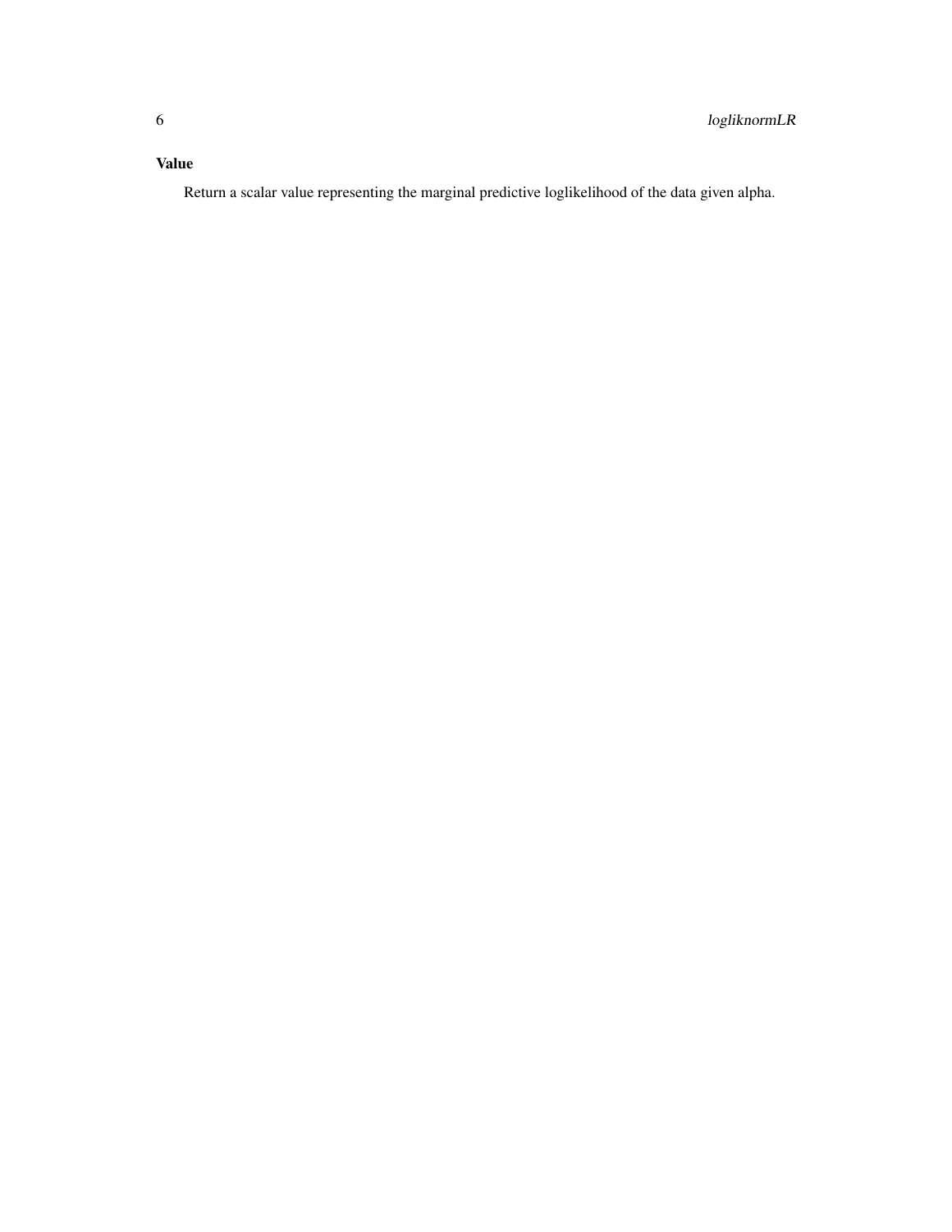### Value

Return a scalar value representing the marginal predictive loglikelihood of the data given alpha.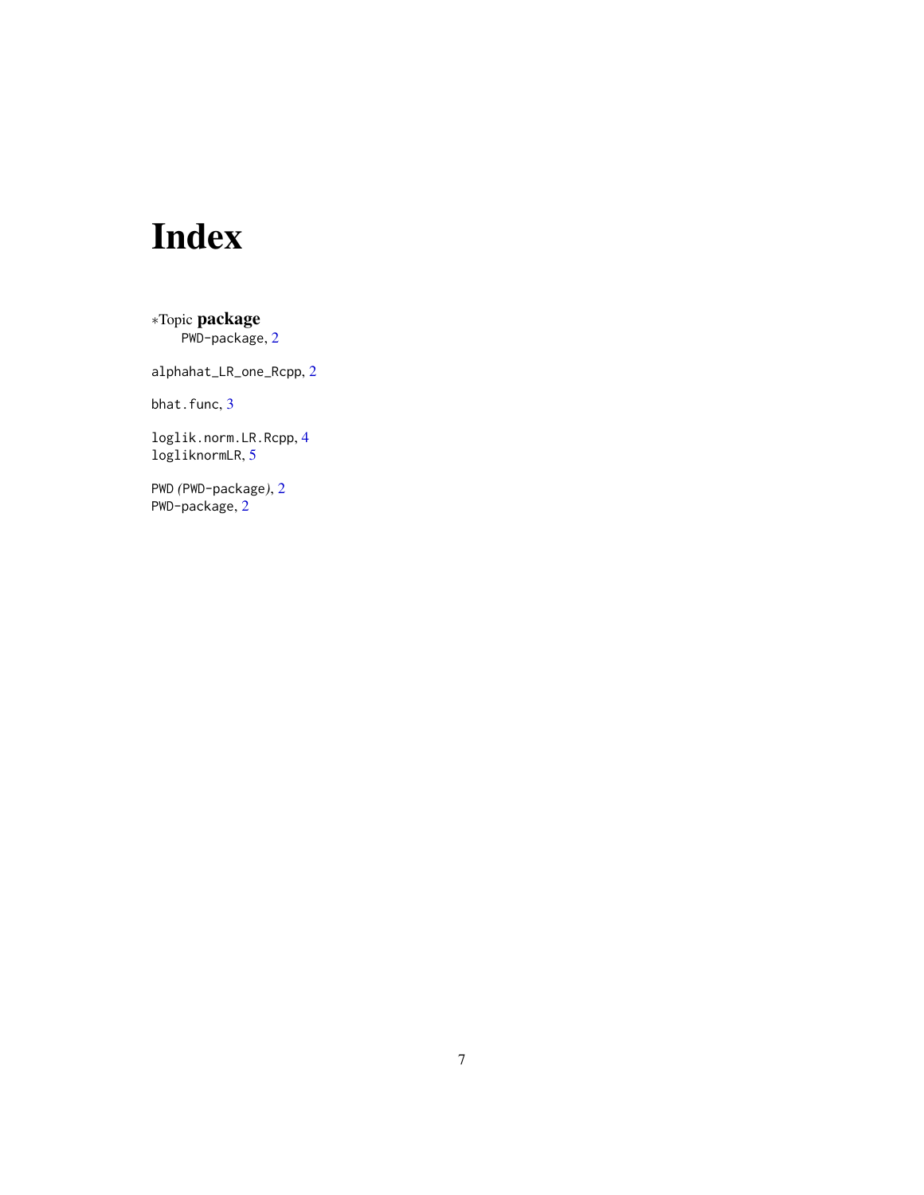# Index

*Topic **package**
  PWD-package, 2

alphahat_LR_one_Rcpp, 2

bhat.func, 3

loglik.norm.LR.Rcpp, 4
logliknormLR, 5

PWD (PWD-package), 2
PWD-package, 2